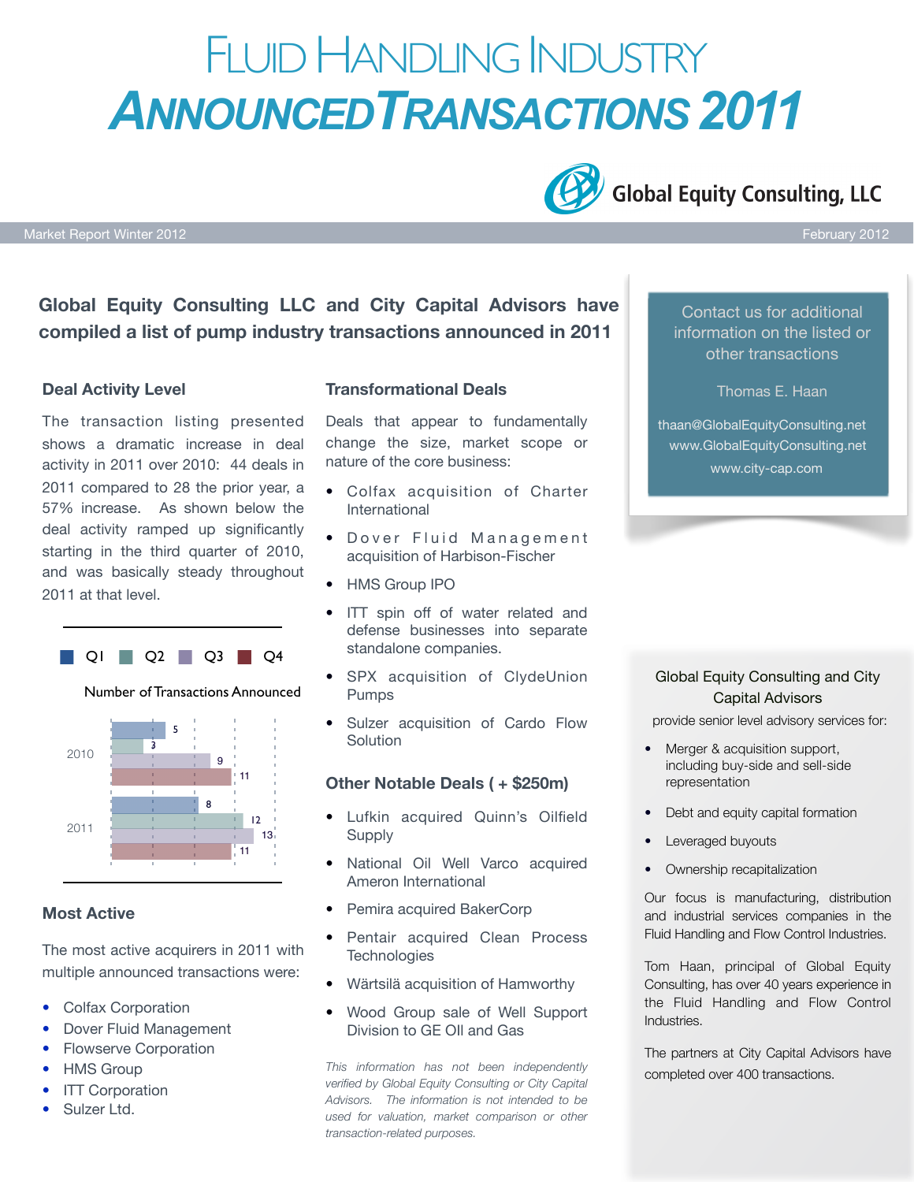# FLUID HANDLING INDUSTRY
# ANNOUNCED TRANSACTIONS 2011

Global Equity Consulting, LLC

Market Report Winter 2012 — February 2012

**Global Equity Consulting LLC and City Capital Advisors have compiled a list of pump industry transactions announced in 2011**

### Deal Activity Level

The transaction listing presented shows a dramatic increase in deal activity in 2011 over 2010: 44 deals in 2011 compared to 28 the prior year, a 57% increase. As shown below the deal activity ramped up significantly starting in the third quarter of 2010, and was basically steady throughout 2011 at that level.

Number of Transactions Announced

| Year | Q1 | Q2 | Q3 | Q4 |
|---|---|---|---|---|
| 2010 | 5 | 3 | 9 | 11 |
| 2011 | 8 | 12 | 13 | 11 |

### Most Active

The most active acquirers in 2011 with multiple announced transactions were:

- Colfax Corporation
- Dover Fluid Management
- Flowserve Corporation
- HMS Group
- ITT Corporation
- Sulzer Ltd.

### Transformational Deals

Deals that appear to fundamentally change the size, market scope or nature of the core business:

- Colfax acquisition of Charter International
- Dover Fluid Management acquisition of Harbison-Fischer
- HMS Group IPO
- ITT spin off of water related and defense businesses into separate standalone companies.
- SPX acquisition of ClydeUnion Pumps
- Sulzer acquisition of Cardo Flow Solution

### Other Notable Deals ( + $250m)

- Lufkin acquired Quinn's Oilfield Supply
- National Oil Well Varco acquired Ameron International
- Pemira acquired BakerCorp
- Pentair acquired Clean Process Technologies
- Wärtsilä acquisition of Hamworthy
- Wood Group sale of Well Support Division to GE OIl and Gas

*This information has not been independently verified by Global Equity Consulting or City Capital Advisors. The information is not intended to be used for valuation, market comparison or other transaction-related purposes.*

Contact us for additional information on the listed or other transactions

Thomas E. Haan

thaan@GlobalEquityConsulting.net
www.GlobalEquityConsulting.net
www.city-cap.com

Global Equity Consulting and City Capital Advisors

provide senior level advisory services for:

- Merger & acquisition support, including buy-side and sell-side representation
- Debt and equity capital formation
- Leveraged buyouts
- Ownership recapitalization

Our focus is manufacturing, distribution and industrial services companies in the Fluid Handling and Flow Control Industries.

Tom Haan, principal of Global Equity Consulting, has over 40 years experience in the Fluid Handling and Flow Control Industries.

The partners at City Capital Advisors have completed over 400 transactions.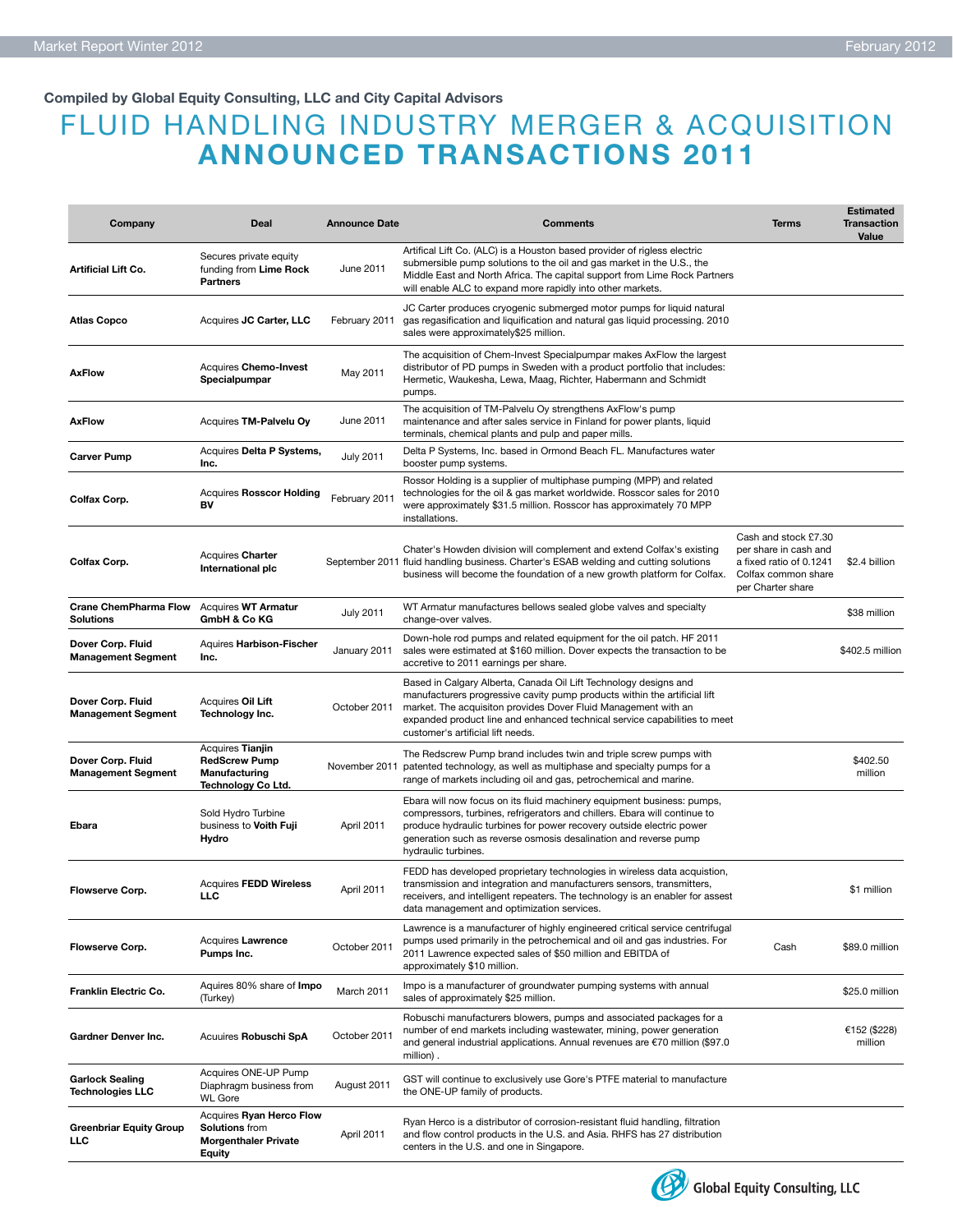Compiled by Global Equity Consulting, LLC and City Capital Advisors

# FLUID HANDLING INDUSTRY MERGER & ACQUISITION ANNOUNCED TRANSACTIONS 2011

| Company | Deal | Announce Date | Comments | Terms | Estimated Transaction Value |
|---|---|---|---|---|---|
| **Artificial Lift Co.** | Secures private equity funding from **Lime Rock Partners** | June 2011 | Artifical Lift Co. (ALC) is a Houston based provider of rigless electric submersible pump solutions to the oil and gas market in the U.S., the Middle East and North Africa. The capital support from Lime Rock Partners will enable ALC to expand more rapidly into other markets. | | |
| **Atlas Copco** | Acquires **JC Carter, LLC** | February 2011 | JC Carter produces cryogenic submerged motor pumps for liquid natural gas regasification and liquification and natural gas liquid processing. 2010 sales were approximately$25 million. | | |
| **AxFlow** | Acquires **Chemo-Invest Specialpumpar** | May 2011 | The acquisition of Chem-Invest Specialpumpar makes AxFlow the largest distributor of PD pumps in Sweden with a product portfolio that includes: Hermetic, Waukesha, Lewa, Maag, Richter, Habermann and Schmidt pumps. | | |
| **AxFlow** | Acquires **TM-Palvelu Oy** | June 2011 | The acquisition of TM-Palvelu Oy strengthens AxFlow's pump maintenance and after sales service in Finland for power plants, liquid terminals, chemical plants and pulp and paper mills. | | |
| **Carver Pump** | Acquires **Delta P Systems, Inc.** | July 2011 | Delta P Systems, Inc. based in Ormond Beach FL. Manufactures water booster pump systems. | | |
| **Colfax Corp.** | Acquires **Rosscor Holding BV** | February 2011 | Rossor Holding is a supplier of multiphase pumping (MPP) and related technologies for the oil & gas market worldwide. Rosscor sales for 2010 were approximately $31.5 million. Rosscor has approximately 70 MPP installations. | | |
| **Colfax Corp.** | Acquires **Charter International plc** | September 2011 | Chater's Howden division will complement and extend Colfax's existing fluid handling business. Charter's ESAB welding and cutting solutions business will become the foundation of a new growth platform for Colfax. | Cash and stock £7.30 per share in cash and a fixed ratio of 0.1241 Colfax common share per Charter share | $2.4 billion |
| **Crane ChemPharma Flow Solutions** | Acquires **WT Armatur GmbH & Co KG** | July 2011 | WT Armatur manufactures bellows sealed globe valves and specialty change-over valves. | | $38 million |
| **Dover Corp. Fluid Management Segment** | Aquires **Harbison-Fischer Inc.** | January 2011 | Down-hole rod pumps and related equipment for the oil patch. HF 2011 sales were estimated at $160 million. Dover expects the transaction to be accretive to 2011 earnings per share. | | $402.5 million |
| **Dover Corp. Fluid Management Segment** | Acquires **Oil Lift Technology Inc.** | October 2011 | Based in Calgary Alberta, Canada Oil Lift Technology designs and manufacturers progressive cavity pump products within the artificial lift market. The acquisiton provides Dover Fluid Management with an expanded product line and enhanced technical service capabilities to meet customer's artificial lift needs. | | |
| **Dover Corp. Fluid Management Segment** | Acquires **Tianjin RedScrew Pump Manufacturing Technology Co Ltd.** | November 2011 | The Redscrew Pump brand includes twin and triple screw pumps with patented technology, as well as multiphase and specialty pumps for a range of markets including oil and gas, petrochemical and marine. | | $402.50 million |
| **Ebara** | Sold Hydro Turbine business to **Voith Fuji Hydro** | April 2011 | Ebara will now focus on its fluid machinery equipment business: pumps, compressors, turbines, refrigerators and chillers. Ebara will continue to produce hydraulic turbines for power recovery outside electric power generation such as reverse osmosis desalination and reverse pump hydraulic turbines. | | |
| **Flowserve Corp.** | Acquires **FEDD Wireless LLC** | April 2011 | FEDD has developed proprietary technologies in wireless data acquistion, transmission and integration and manufacturers sensors, transmitters, receivers, and intelligent repeaters. The technology is an enabler for asset data management and optimization services. | | $1 million |
| **Flowserve Corp.** | Acquires **Lawrence Pumps Inc.** | October 2011 | Lawrence is a manufacturer of highly engineered critical service centrifugal pumps used primarily in the petrochemical and oil and gas industries. For 2011 Lawrence expected sales of $50 million and EBITDA of approximately $10 million. | Cash | $89.0 million |
| **Franklin Electric Co.** | Aquires 80% share of **Impo** (Turkey) | March 2011 | Impo is a manufacturer of groundwater pumping systems with annual sales of approximately $25 million. | | $25.0 million |
| **Gardner Denver Inc.** | Acuuires **Robuschi SpA** | October 2011 | Robuschi manufacturers blowers, pumps and associated packages for a number of end markets including wastewater, mining, power generation and general industrial applications. Annual revenues are €70 million ($97.0 million) . | | €152 ($228) million |
| **Garlock Sealing Technologies LLC** | Acquires ONE-UP Pump Diaphragm business from WL Gore | August 2011 | GST will continue to exclusively use Gore's PTFE material to manufacture the ONE-UP family of products. | | |
| **Greenbriar Equity Group LLC** | Acquires **Ryan Herco Flow Solutions** from **Morgenthaler Private Equity** | April 2011 | Ryan Herco is a distributor of corrosion-resistant fluid handling, filtration and flow control products in the U.S. and Asia. RHFS has 27 distribution centers in the U.S. and one in Singapore. | | |

Global Equity Consulting, LLC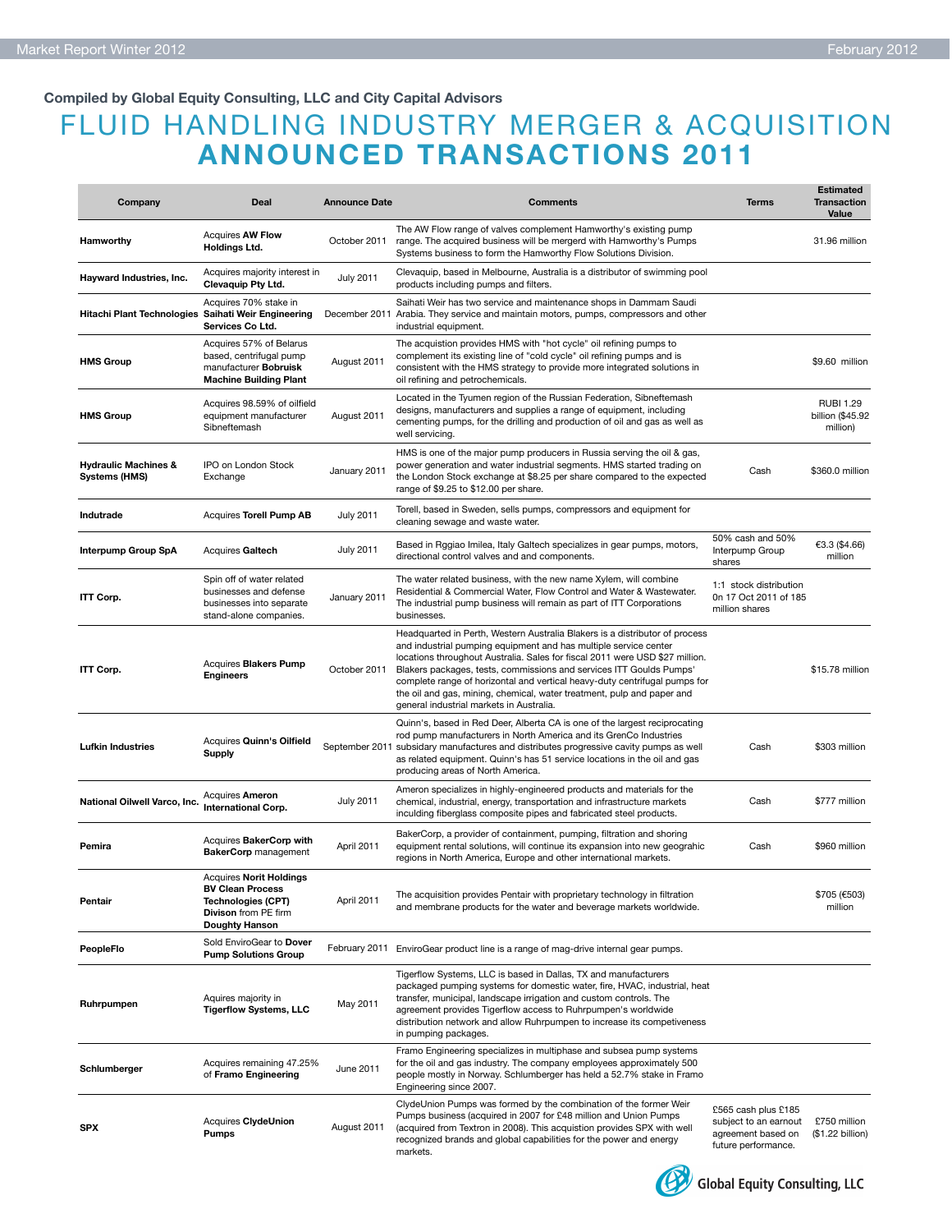Compiled by Global Equity Consulting, LLC and City Capital Advisors

# FLUID HANDLING INDUSTRY MERGER & ACQUISITION
# ANNOUNCED TRANSACTIONS 2011

| Company | Deal | Announce Date | Comments | Terms | Estimated Transaction Value |
|---|---|---|---|---|---|
| **Hamworthy** | Acquires **AW Flow Holdings Ltd.** | October 2011 | The AW Flow range of valves complement Hamworthy's existing pump range. The acquired business will be mergerd with Hamworthy's Pumps Systems business to form the Hamworthy Flow Solutions Division. | | 31.96 million |
| **Hayward Industries, Inc.** | Acquires majority interest in **Clevaquip Pty Ltd.** | July 2011 | Clevaquip, based in Melbourne, Australia is a distributor of swimming pool products including pumps and filters. | | |
| **Hitachi Plant Technologies** | Acquires 70% stake in **Saihati Weir Engineering Services Co Ltd.** | December 2011 | Saihati Weir has two service and maintenance shops in Dammam Saudi Arabia. They service and maintain motors, pumps, compressors and other industrial equipment. | | |
| **HMS Group** | Acquires 57% of Belarus based, centrifugal pump manufacturer **Bobruisk Machine Building Plant** | August 2011 | The acquistion provides HMS with "hot cycle" oil refining pumps to complement its existing line of "cold cycle" oil refining pumps and is consistent with the HMS strategy to provide more integrated solutions in oil refining and petrochemicals. | | $9.60 million |
| **HMS Group** | Acquires 98.59% of oilfield equipment manufacturer Sibneftemash | August 2011 | Located in the Tyumen region of the Russian Federation, Sibneftemash designs, manufacturers and supplies a range of equipment, including cementing pumps, for the drilling and production of oil and gas as well as well servicing. | | RUBI 1.29 billion ($45.92 million) |
| **Hydraulic Machines & Systems (HMS)** | IPO on London Stock Exchange | January 2011 | HMS is one of the major pump producers in Russia serving the oil & gas, power generation and water industrial segments. HMS started trading on the London Stock exchange at $8.25 per share compared to the expected range of $9.25 to $12.00 per share. | Cash | $360.0 million |
| **Indutrade** | Acquires **Torell Pump AB** | July 2011 | Torell, based in Sweden, sells pumps, compressors and equipment for cleaning sewage and waste water. | | |
| **Interpump Group SpA** | Acquires **Galtech** | July 2011 | Based in Rggiao Imilea, Italy Galtech specializes in gear pumps, motors, directional control valves and and components. | 50% cash and 50% Interpump Group shares | €3.3 ($4.66) million |
| **ITT Corp.** | Spin off of water related businesses and defense businesses into separate stand-alone companies. | January 2011 | The water related business, with the new name Xylem, will combine Residential & Commercial Water, Flow Control and Water & Wastewater. The industrial pump business will remain as part of ITT Corporations businesses. | 1:1 stock distribution 0n 17 Oct 2011 of 185 million shares | |
| **ITT Corp.** | Acquires **Blakers Pump Engineers** | October 2011 | Headquarted in Perth, Western Australia Blakers is a distributor of process and industrial pumping equipment and has multiple service center locations throughout Australia. Sales for fiscal 2011 were USD $27 million. Blakers packages, tests, commissions and services ITT Goulds Pumps' complete range of horizontal and vertical heavy-duty centrifugal pumps for the oil and gas, mining, chemical, water treatment, pulp and paper and general industrial markets in Australia. | | $15.78 million |
| **Lufkin Industries** | Acquires **Quinn's Oilfield Supply** | September 2011 | Quinn's, based in Red Deer, Alberta CA is one of the largest reciprocating rod pump manufacturers in North America and its GrenCo Industries subsidiary manufactures and distributes progressive cavity pumps as well as related equipment. Quinn's has 51 service locations in the oil and gas producing areas of North America. | Cash | $303 million |
| **National Oilwell Varco, Inc.** | Acquires **Ameron International Corp.** | July 2011 | Ameron specializes in highly-engineered products and materials for the chemical, industrial, energy, transportation and infrastructure markets including fiberglass composite pipes and fabricated steel products. | Cash | $777 million |
| **Pemira** | Acquires **BakerCorp with BakerCorp** management | April 2011 | BakerCorp, a provider of containment, pumping, filtration and shoring equipment rental solutions, will continue its expansion into new geograhic regions in North America, Europe and other international markets. | Cash | $960 million |
| **Pentair** | Acquires **Norit Holdings BV Clean Process Technologies (CPT) Divison** from PE firm **Doughty Hanson** | April 2011 | The acquisition provides Pentair with proprietary technology in filtration and membrane products for the water and beverage markets worldwide. | | $705 (€503) million |
| **PeopleFlo** | Sold EnviroGear to **Dover Pump Solutions Group** | February 2011 | EnviroGear product line is a range of mag-drive internal gear pumps. | | |
| **Ruhrpumpen** | Aquires majority in **Tigerflow Systems, LLC** | May 2011 | Tigerflow Systems, LLC is based in Dallas, TX and manufacturers packaged pumping systems for domestic water, fire, HVAC, industrial, heat transfer, municipal, landscape irrigation and custom controls. The agreement provides Tigerflow access to Ruhrpumpen's worldwide distribution network and allow Ruhrpumpen to increase its competiveness in pumping packages. | | |
| **Schlumberger** | Acquires remaining 47.25% of **Framo Engineering** | June 2011 | Framo Engineering specializes in multiphase and subsea pump systems for the oil and gas industry. The company employees approximately 500 people mostly in Norway. Schlumberger has held a 52.7% stake in Framo Engineering since 2007. | | |
| **SPX** | Acquires **ClydeUnion Pumps** | August 2011 | ClydeUnion Pumps was formed by the combination of the former Weir Pumps business (acquired in 2007 for £48 million and Union Pumps (acquired from Textron in 2008). This acquistion provides SPX with well recognized brands and global capabilities for the power and energy markets. | £565 cash plus £185 subject to an earnout agreement based on future performance. | £750 million ($1.22 billion) |

Global Equity Consulting, LLC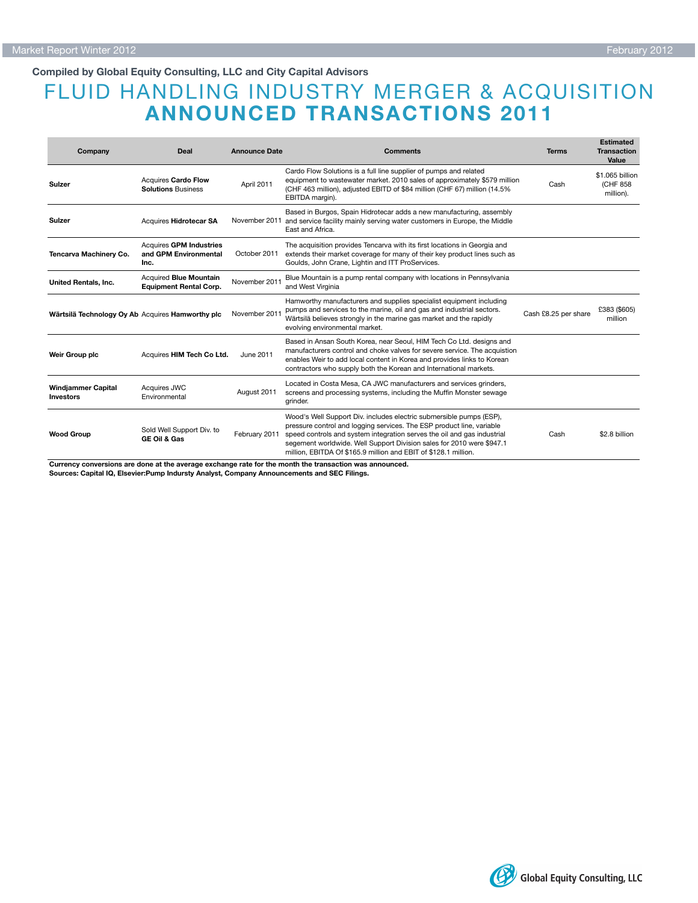Compiled by Global Equity Consulting, LLC and City Capital Advisors

# FLUID HANDLING INDUSTRY MERGER & ACQUISITION **ANNOUNCED TRANSACTIONS 2011**

| Company | Deal | Announce Date | Comments | Terms | Estimated Transaction Value |
|---|---|---|---|---|---|
| **Sulzer** | Acquires **Cardo Flow Solutions** Business | April 2011 | Cardo Flow Solutions is a full line supplier of pumps and related equipment to wastewater market. 2010 sales of approximately $579 million (CHF 463 million), adjusted EBITD of $84 million (CHF 67) million (14.5% EBITDA margin). | Cash | $1.065 billion (CHF 858 million). |
| **Sulzer** | Acquires **Hidrotecar SA** | November 2011 | Based in Burgos, Spain Hidrotecar adds a new manufacturing, assembly and service facility mainly serving water customers in Europe, the Middle East and Africa. | | |
| **Tencarva Machinery Co.** | Acquires **GPM Industries and GPM Environmental Inc.** | October 2011 | The acquisition provides Tencarva with its first locations in Georgia and extends their market coverage for many of their key product lines such as Goulds, John Crane, Lightin and ITT ProServices. | | |
| **United Rentals, Inc.** | Acquired **Blue Mountain Equipment Rental Corp.** | November 2011 | Blue Mountain is a pump rental company with locations in Pennsylvania and West Virginia | | |
| **Wärtsilä Technology Oy Ab** | Acquires **Hamworthy plc** | November 2011 | Hamworthy manufacturers and supplies specialist equipment including pumps and services to the marine, oil and gas and industrial sectors. Wärtsilä believes strongly in the marine gas market and the rapidly evolving environmental market. | Cash £8.25 per share | £383 ($605) million |
| **Weir Group plc** | Acquires **HIM Tech Co Ltd.** | June 2011 | Based in Ansan South Korea, near Seoul, HIM Tech Co Ltd. designs and manufacturers control and choke valves for severe service. The acquistion enables Weir to add local content in Korea and provides links to Korean contractors who supply both the Korean and International markets. | | |
| **Windjammer Capital Investors** | Acquires JWC Environmental | August 2011 | Located in Costa Mesa, CA JWC manufacturers and services grinders, screens and processing systems, including the Muffin Monster sewage grinder. | | |
| **Wood Group** | Sold Well Support Div. to **GE Oil & Gas** | February 2011 | Wood's Well Support Div. includes electric submersible pumps (ESP), pressure control and logging services. The ESP product line, variable speed controls and system integration serves the oil and gas industrial segement worldwide. Well Support Division sales for 2010 were $947.1 million, EBITDA Of $165.9 million and EBIT of $128.1 million. | Cash | $2.8 billion |

**Currency conversions are done at the average exchange rate for the month the transaction was announced.**
**Sources: Capital IQ, Elsevier:Pump Indursty Analyst, Company Announcements and SEC Filings.**

Global Equity Consulting, LLC